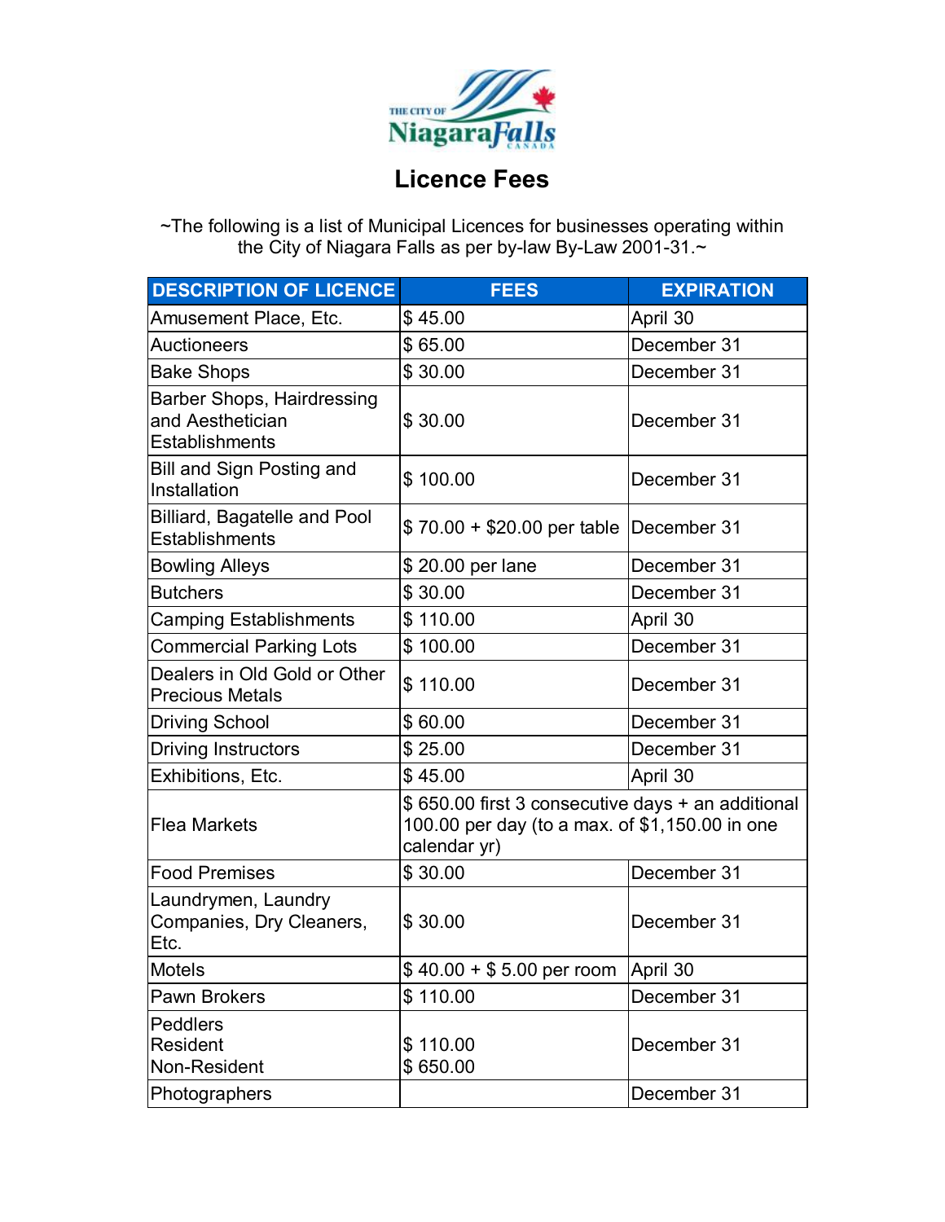# Licence Fees

~The following is a list of Municipal Licences for businesses operating within the City of Niagara Falls as per by-law By-Law 2001-31.~

| DESCRIPTION OF LICENCE | FEES | EXPIRATION |
|---|---|---|
| Amusement Place, Etc. | $ 45.00 | April 30 |
| Auctioneers | $ 65.00 | December 31 |
| Bake Shops | $ 30.00 | December 31 |
| Barber Shops, Hairdressing and Aesthetician Establishments | $ 30.00 | December 31 |
| Bill and Sign Posting and Installation | $ 100.00 | December 31 |
| Billiard, Bagatelle and Pool Establishments | $ 70.00 + $20.00 per table | December 31 |
| Bowling Alleys | $ 20.00 per lane | December 31 |
| Butchers | $ 30.00 | December 31 |
| Camping Establishments | $ 110.00 | April 30 |
| Commercial Parking Lots | $ 100.00 | December 31 |
| Dealers in Old Gold or Other Precious Metals | $ 110.00 | December 31 |
| Driving School | $ 60.00 | December 31 |
| Driving Instructors | $ 25.00 | December 31 |
| Exhibitions, Etc. | $ 45.00 | April 30 |
| Flea Markets | $ 650.00 first 3 consecutive days + an additional 100.00 per day (to a max. of $1,150.00 in one calendar yr) | |
| Food Premises | $ 30.00 | December 31 |
| Laundrymen, Laundry Companies, Dry Cleaners, Etc. | $ 30.00 | December 31 |
| Motels | $ 40.00 + $ 5.00 per room | April 30 |
| Pawn Brokers | $ 110.00 | December 31 |
| Peddlers<br>Resident<br>Non-Resident | $ 110.00<br>$ 650.00 | December 31 |
| Photographers | | December 31 |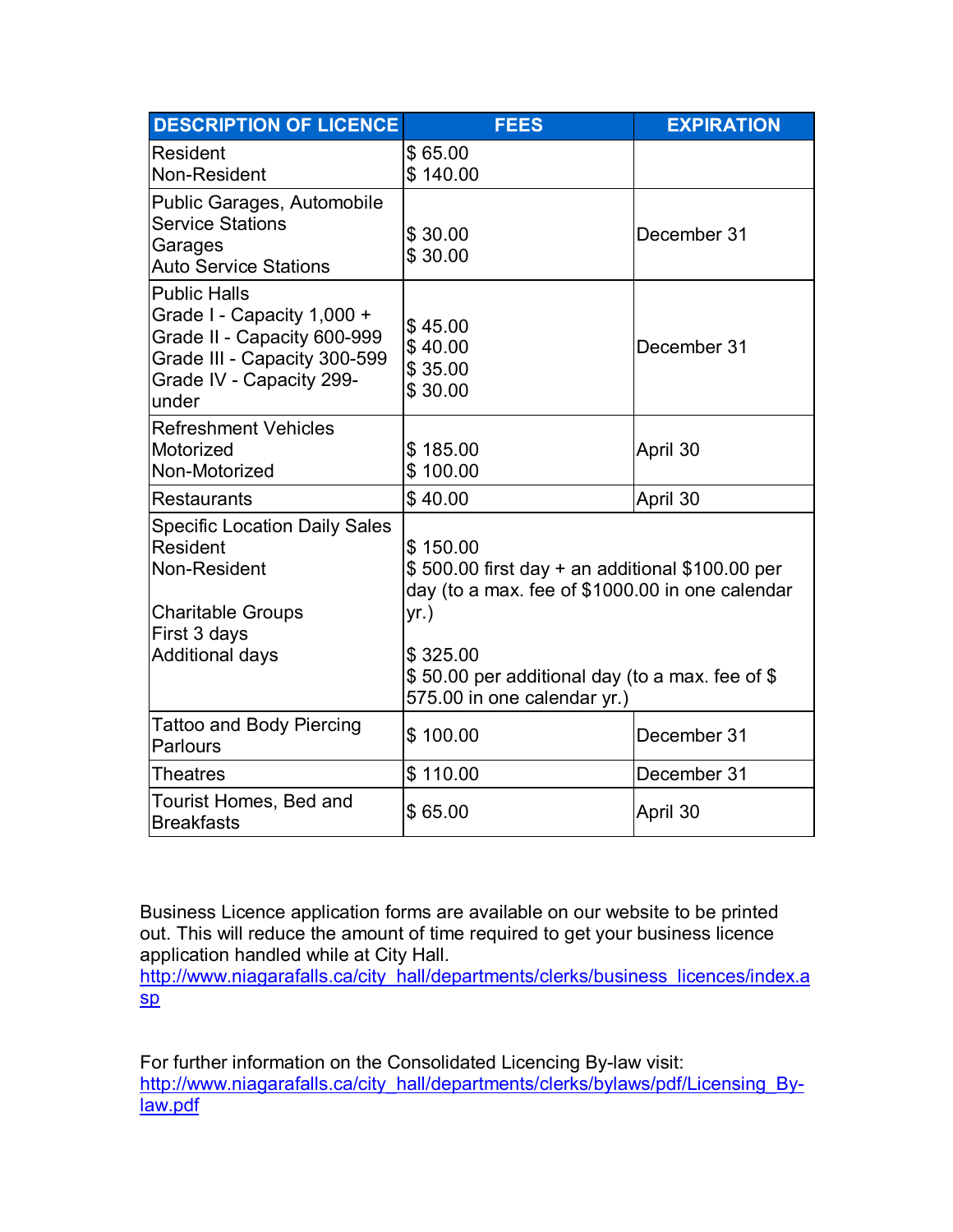| DESCRIPTION OF LICENCE | FEES | EXPIRATION |
|---|---|---|
| Resident<br>Non-Resident | $ 65.00<br>$ 140.00 | |
| Public Garages, Automobile Service Stations<br>Garages<br>Auto Service Stations | $ 30.00<br>$ 30.00 | December 31 |
| Public Halls<br>Grade I - Capacity 1,000 +<br>Grade II - Capacity 600-999<br>Grade III - Capacity 300-599<br>Grade IV - Capacity 299-under | $ 45.00<br>$ 40.00<br>$ 35.00<br>$ 30.00 | December 31 |
| Refreshment Vehicles<br>Motorized<br>Non-Motorized | $ 185.00<br>$ 100.00 | April 30 |
| Restaurants | $ 40.00 | April 30 |
| Specific Location Daily Sales<br>Resident<br>Non-Resident<br><br>Charitable Groups<br>First 3 days<br>Additional days | $ 150.00<br>$ 500.00 first day + an additional $100.00 per day (to a max. fee of $1000.00 in one calendar yr.)<br><br>$ 325.00<br>$ 50.00 per additional day (to a max. fee of $ 575.00 in one calendar yr.) | |
| Tattoo and Body Piercing Parlours | $ 100.00 | December 31 |
| Theatres | $ 110.00 | December 31 |
| Tourist Homes, Bed and Breakfasts | $ 65.00 | April 30 |

Business Licence application forms are available on our website to be printed out. This will reduce the amount of time required to get your business licence application handled while at City Hall.
http://www.niagarafalls.ca/city_hall/departments/clerks/business_licences/index.asp

For further information on the Consolidated Licencing By-law visit:
http://www.niagarafalls.ca/city_hall/departments/clerks/bylaws/pdf/Licensing_By-law.pdf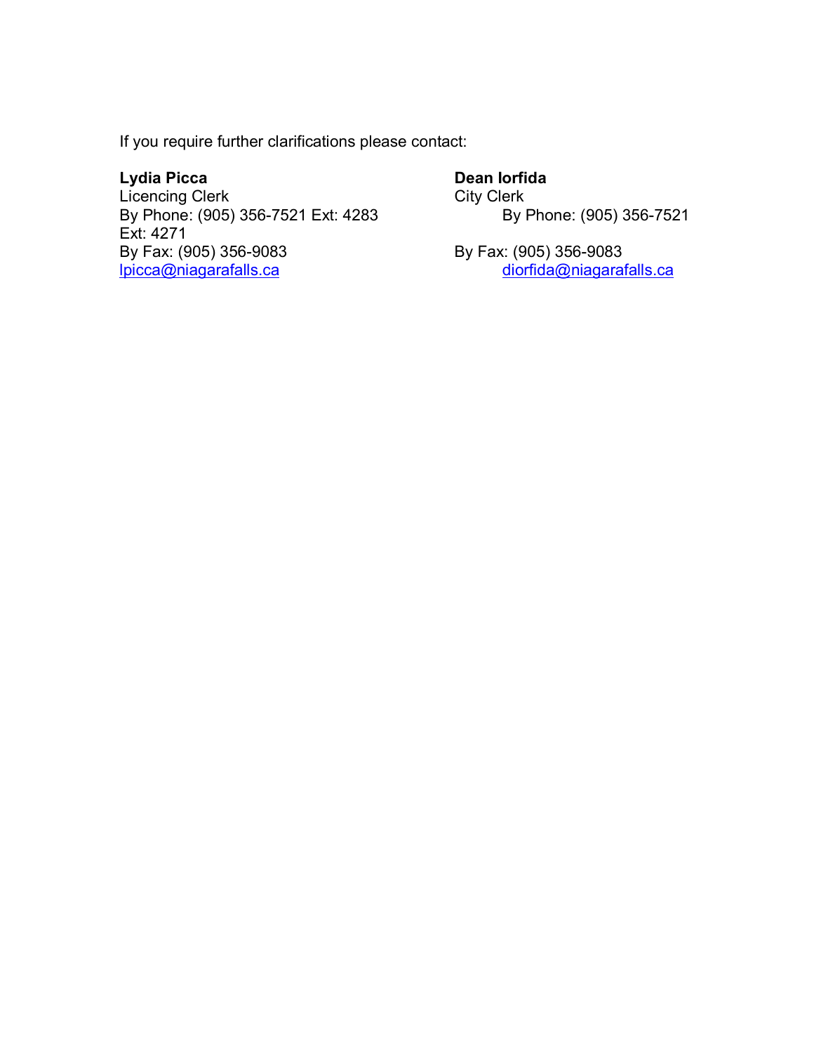If you require further clarifications please contact:

**Lydia Picca**
Licencing Clerk
By Phone: (905) 356-7521 Ext: 4283
By Fax: (905) 356-9083
lpicca@niagarafalls.ca

**Dean Iorfida**
City Clerk
By Phone: (905) 356-7521 Ext: 4271
By Fax: (905) 356-9083
diorfida@niagarafalls.ca